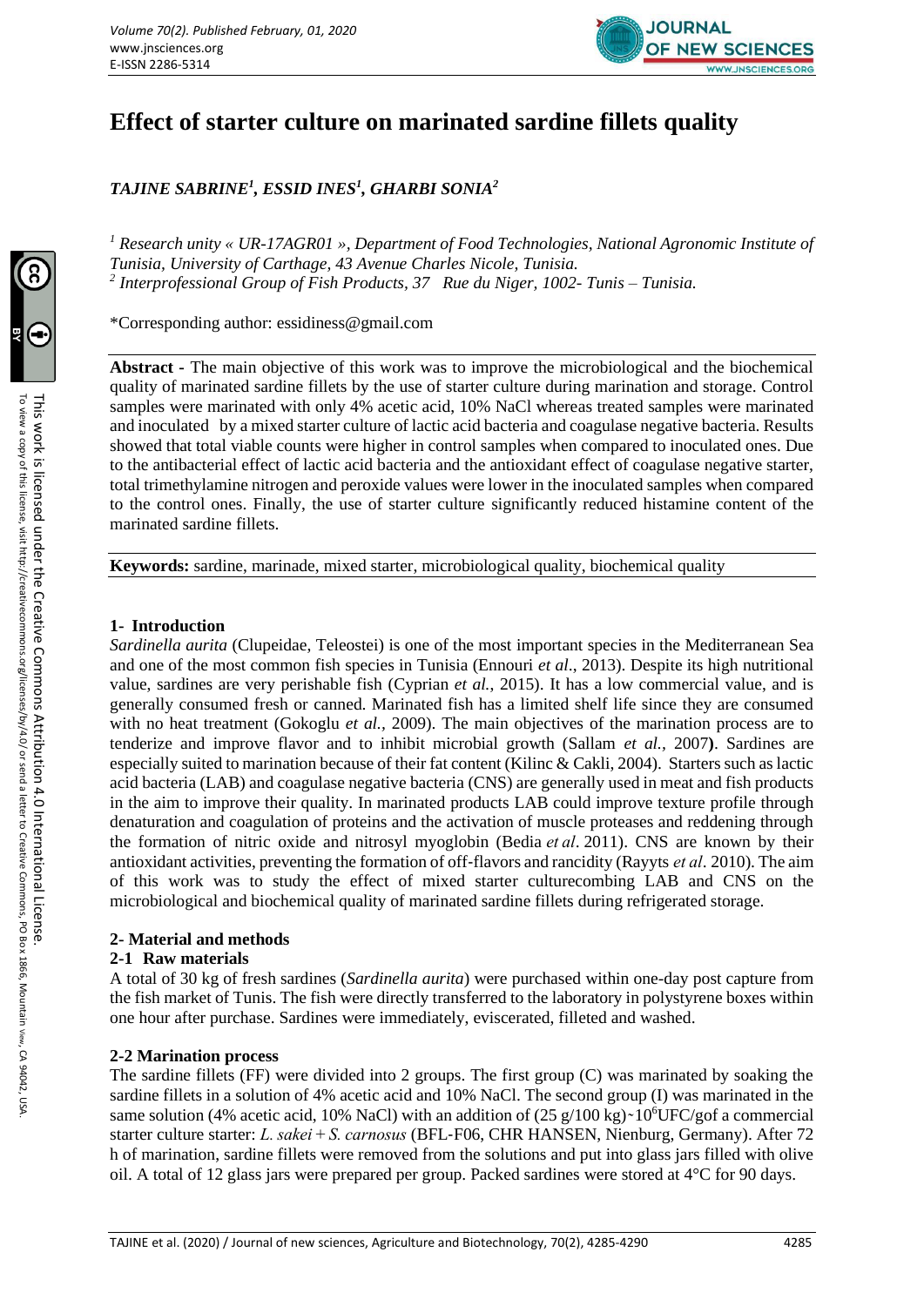# Effect of starter culture on marinated sardine fillets quality

***TAJINE SABRINE[1], ESSID INES[1], GHARBI SONIA[2]***

*[1] Research unity « UR-17AGR01 », Department of Food Technologies, National Agronomic Institute of Tunisia, University of Carthage, 43 Avenue Charles Nicole, Tunisia.*
*[2] Interprofessional Group of Fish Products, 37 Rue du Niger, 1002- Tunis – Tunisia.*

*Corresponding author: essidiness@gmail.com

**Abstract -** The main objective of this work was to improve the microbiological and the biochemical quality of marinated sardine fillets by the use of starter culture during marination and storage. Control samples were marinated with only 4% acetic acid, 10% NaCl whereas treated samples were marinated and inoculated by a mixed starter culture of lactic acid bacteria and coagulase negative bacteria. Results showed that total viable counts were higher in control samples when compared to inoculated ones. Due to the antibacterial effect of lactic acid bacteria and the antioxidant effect of coagulase negative starter, total trimethylamine nitrogen and peroxide values were lower in the inoculated samples when compared to the control ones. Finally, the use of starter culture significantly reduced histamine content of the marinated sardine fillets.

**Keywords:** sardine, marinade, mixed starter, microbiological quality, biochemical quality

## 1- Introduction

*Sardinella aurita* (Clupeidae, Teleostei) is one of the most important species in the Mediterranean Sea and one of the most common fish species in Tunisia (Ennouri *et al*., 2013). Despite its high nutritional value, sardines are very perishable fish (Cyprian *et al.*, 2015). It has a low commercial value, and is generally consumed fresh or canned. Marinated fish has a limited shelf life since they are consumed with no heat treatment (Gokoglu *et al.,* 2009). The main objectives of the marination process are to tenderize and improve flavor and to inhibit microbial growth (Sallam *et al.,* 2007**)**. Sardines are especially suited to marination because of their fat content (Kilinc & Cakli, 2004). Starters such as lactic acid bacteria (LAB) and coagulase negative bacteria (CNS) are generally used in meat and fish products in the aim to improve their quality. In marinated products LAB could improve texture profile through denaturation and coagulation of proteins and the activation of muscle proteases and reddening through the formation of nitric oxide and nitrosyl myoglobin (Bedia *et al*. 2011). CNS are known by their antioxidant activities, preventing the formation of off-flavors and rancidity (Rayyts *et al*. 2010). The aim of this work was to study the effect of mixed starter culturecombing LAB and CNS on the microbiological and biochemical quality of marinated sardine fillets during refrigerated storage.

## 2- Material and methods

### 2-1 Raw materials

A total of 30 kg of fresh sardines (*Sardinella aurita*) were purchased within one-day post capture from the fish market of Tunis. The fish were directly transferred to the laboratory in polystyrene boxes within one hour after purchase. Sardines were immediately, eviscerated, filleted and washed.

### 2-2 Marination process

The sardine fillets (FF) were divided into 2 groups. The first group (C) was marinated by soaking the sardine fillets in a solution of 4% acetic acid and 10% NaCl. The second group (I) was marinated in the same solution (4% acetic acid, 10% NaCl) with an addition of (25 g/100 kg)~$10^6$UFC/gof a commercial starter culture starter: *L. sakei* + *S. carnosus* (BFL-F06, CHR HANSEN, Nienburg, Germany). After 72 h of marination, sardine fillets were removed from the solutions and put into glass jars filled with olive oil. A total of 12 glass jars were prepared per group. Packed sardines were stored at 4°C for 90 days.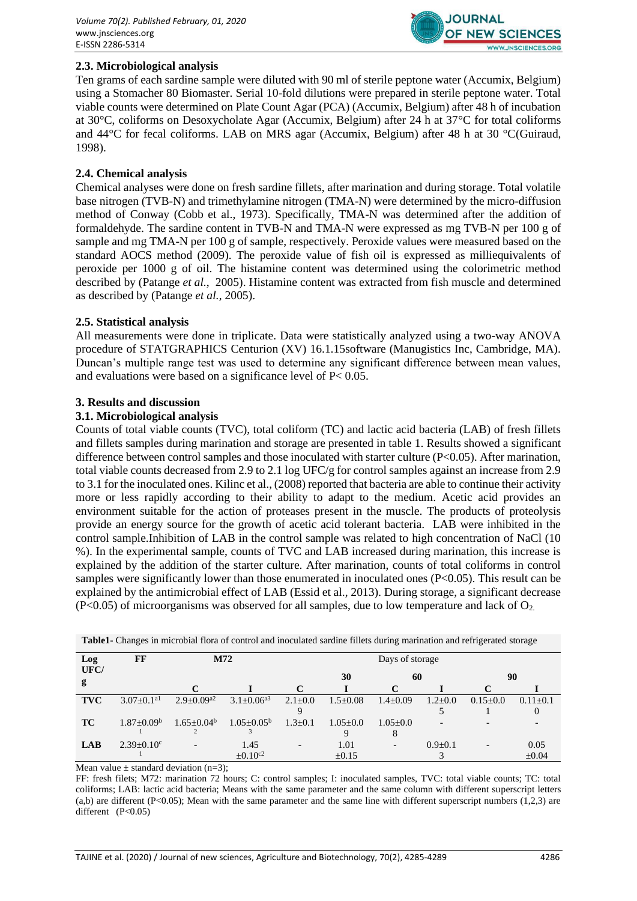### 2.3. Microbiological analysis

Ten grams of each sardine sample were diluted with 90 ml of sterile peptone water (Accumix, Belgium) using a Stomacher 80 Biomaster. Serial 10-fold dilutions were prepared in sterile peptone water. Total viable counts were determined on Plate Count Agar (PCA) (Accumix, Belgium) after 48 h of incubation at 30°C, coliforms on Desoxycholate Agar (Accumix, Belgium) after 24 h at 37°C for total coliforms and 44°C for fecal coliforms. LAB on MRS agar (Accumix, Belgium) after 48 h at 30 °C(Guiraud, 1998).

### 2.4. Chemical analysis

Chemical analyses were done on fresh sardine fillets, after marination and during storage. Total volatile base nitrogen (TVB-N) and trimethylamine nitrogen (TMA-N) were determined by the micro-diffusion method of Conway (Cobb et al., 1973). Specifically, TMA-N was determined after the addition of formaldehyde. The sardine content in TVB-N and TMA-N were expressed as mg TVB-N per 100 g of sample and mg TMA-N per 100 g of sample, respectively. Peroxide values were measured based on the standard AOCS method (2009). The peroxide value of fish oil is expressed as milliequivalents of peroxide per 1000 g of oil. The histamine content was determined using the colorimetric method described by (Patange *et al.*, 2005). Histamine content was extracted from fish muscle and determined as described by (Patange *et al.*, 2005).

### 2.5. Statistical analysis

All measurements were done in triplicate. Data were statistically analyzed using a two-way ANOVA procedure of STATGRAPHICS Centurion (XV) 16.1.15software (Manugistics Inc, Cambridge, MA). Duncan's multiple range test was used to determine any significant difference between mean values, and evaluations were based on a significance level of $P< 0.05$.

## 3. Results and discussion

### 3.1. Microbiological analysis

Counts of total viable counts (TVC), total coliform (TC) and lactic acid bacteria (LAB) of fresh fillets and fillets samples during marination and storage are presented in table 1. Results showed a significant difference between control samples and those inoculated with starter culture ($P<0.05$). After marination, total viable counts decreased from 2.9 to 2.1 log UFC/g for control samples against an increase from 2.9 to 3.1 for the inoculated ones. Kilinc et al., (2008) reported that bacteria are able to continue their activity more or less rapidly according to their ability to adapt to the medium. Acetic acid provides an environment suitable for the action of proteases present in the muscle. The products of proteolysis provide an energy source for the growth of acetic acid tolerant bacteria. LAB were inhibited in the control sample.Inhibition of LAB in the control sample was related to high concentration of NaCl (10 %). In the experimental sample, counts of TVC and LAB increased during marination, this increase is explained by the addition of the starter culture. After marination, counts of total coliforms in control samples were significantly lower than those enumerated in inoculated ones ($P<0.05$). This result can be explained by the antimicrobial effect of LAB (Essid et al., 2013). During storage, a significant decrease ($P<0.05$) of microorganisms was observed for all samples, due to low temperature and lack of $O_2$.

**Table1-** Changes in microbial flora of control and inoculated sardine fillets during marination and refrigerated storage

| Log UFC/g | FF | M72 | | Days of storage | | | | | |
|---|---|---|---|---|---|---|---|---|---|
| | | | | 30 | | 60 | | 90 | |
| | | C | I | C | I | C | I | C | I |
| **TVC** | 3.07±0.1[a1] | 2.9±0.09[a2] | 3.1±0.06[a3] | 2.1±0.09 | 1.5±0.08 | 1.4±0.09 | 1.2±0.05 | 0.15±0.01 | 0.11±0.10 |
| **TC** | 1.87±0.09[b1] | 1.65±0.04[b2] | 1.05±0.05[b3] | 1.3±0.1 | 1.05±0.09 | 1.05±0.08 | - | - | - |
| **LAB** | 2.39±0.10[c1] | - | 1.45 ±0.10[c2] | - | 1.01 ±0.15 | - | 0.9±0.13 | - | 0.05 ±0.04 |

Mean value ± standard deviation (n=3);

FF: fresh filets; M72: marination 72 hours; C: control samples; I: inoculated samples, TVC: total viable counts; TC: total coliforms; LAB: lactic acid bacteria; Means with the same parameter and the same column with different superscript letters (a,b) are different ($P<0.05$); Mean with the same parameter and the same line with different superscript numbers (1,2,3) are different ($P<0.05$)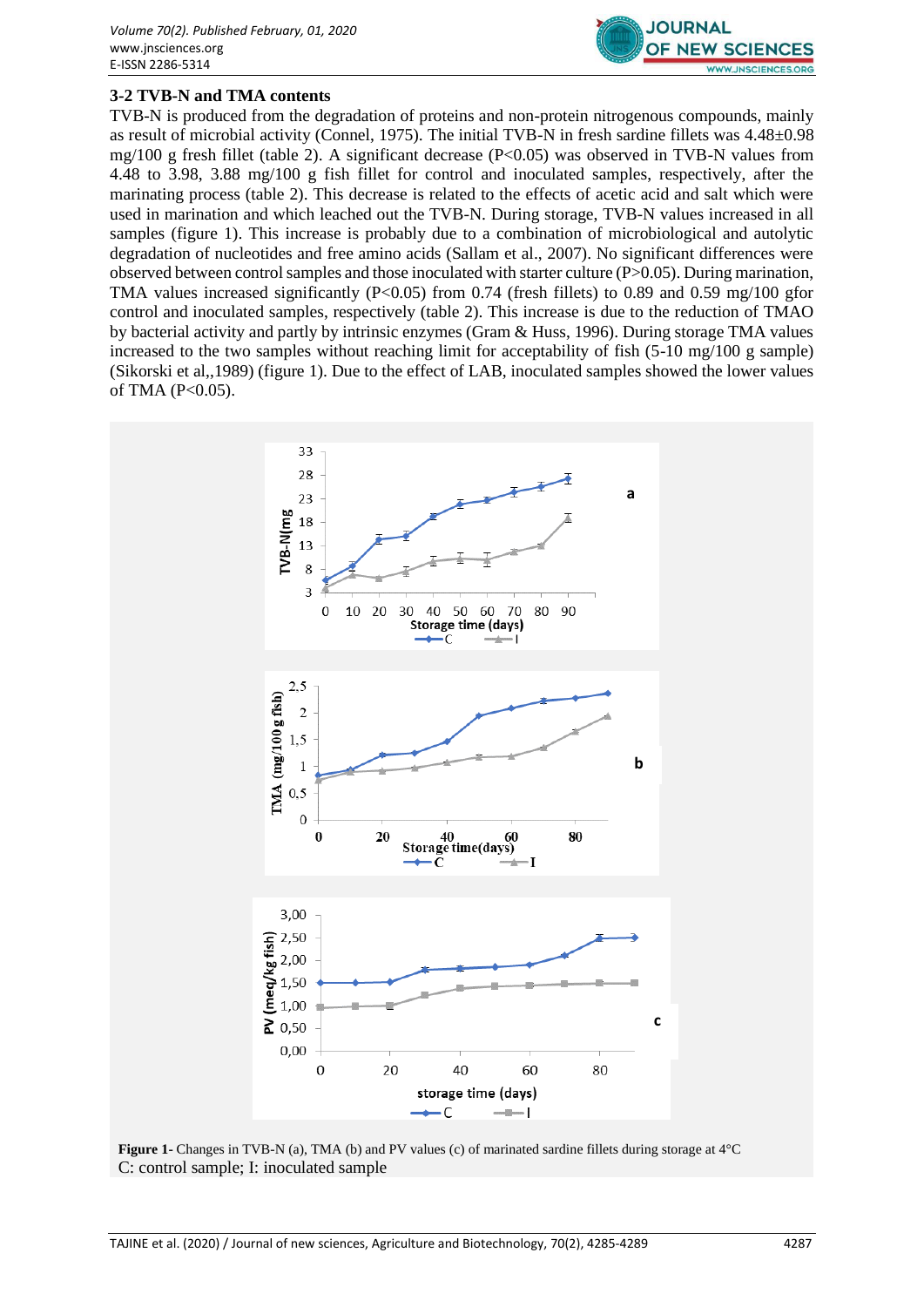### 3-2 TVB-N and TMA contents

TVB-N is produced from the degradation of proteins and non-protein nitrogenous compounds, mainly as result of microbial activity (Connel, 1975). The initial TVB-N in fresh sardine fillets was 4.48±0.98 mg/100 g fresh fillet (table 2). A significant decrease ($P<0.05$) was observed in TVB-N values from 4.48 to 3.98, 3.88 mg/100 g fish fillet for control and inoculated samples, respectively, after the marinating process (table 2). This decrease is related to the effects of acetic acid and salt which were used in marination and which leached out the TVB-N. During storage, TVB-N values increased in all samples (figure 1). This increase is probably due to a combination of microbiological and autolytic degradation of nucleotides and free amino acids (Sallam et al., 2007). No significant differences were observed between control samples and those inoculated with starter culture ($P>0.05$). During marination, TMA values increased significantly ($P<0.05$) from 0.74 (fresh fillets) to 0.89 and 0.59 mg/100 gfor control and inoculated samples, respectively (table 2). This increase is due to the reduction of TMAO by bacterial activity and partly by intrinsic enzymes (Gram & Huss, 1996). During storage TMA values increased to the two samples without reaching limit for acceptability of fish (5-10 mg/100 g sample) (Sikorski et al,,1989) (figure 1). Due to the effect of LAB, inoculated samples showed the lower values of TMA ($P<0.05$).

**Figure 1-** Changes in TVB-N (a), TMA (b) and PV values (c) of marinated sardine fillets during storage at 4°C
C: control sample; I: inoculated sample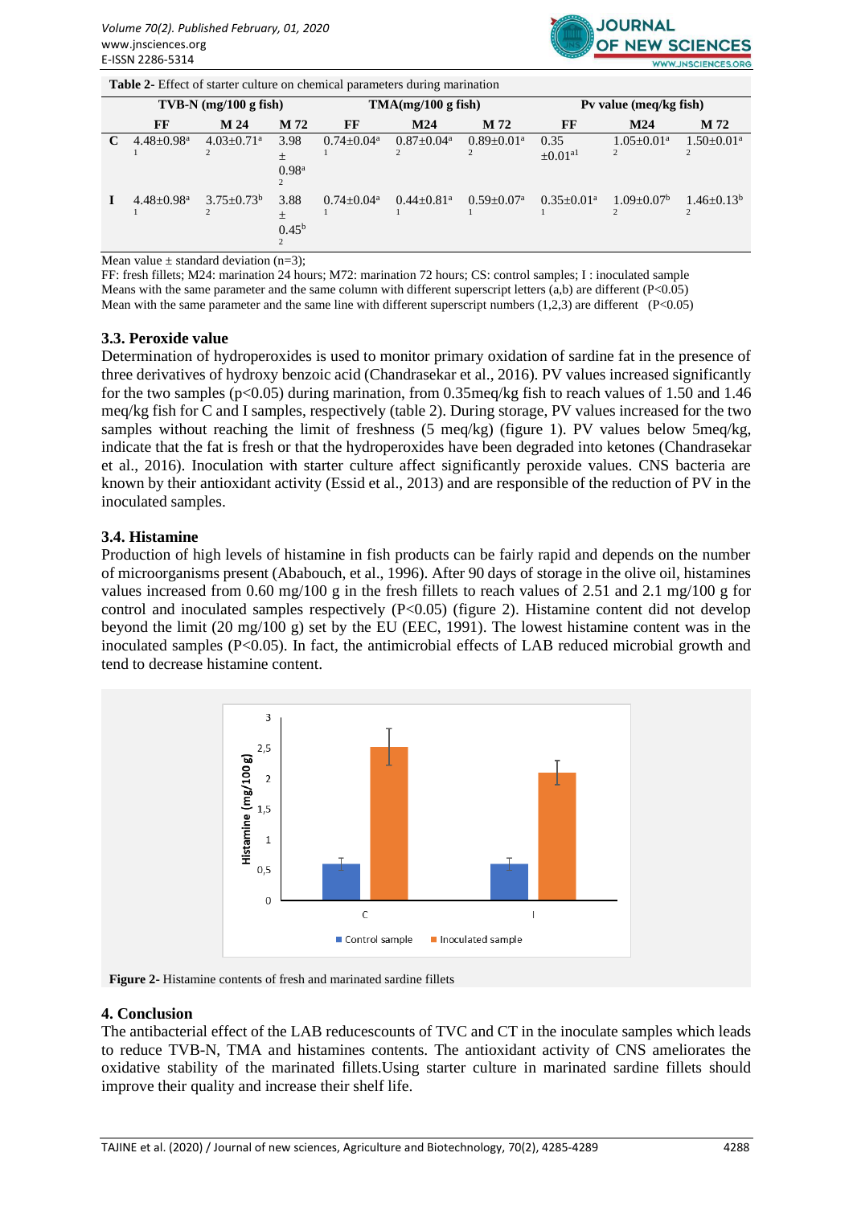**Table 2-** Effect of starter culture on chemical parameters during marination

| | TVB-N (mg/100 g fish) | | | TMA(mg/100 g fish) | | | Pv value (meq/kg fish) | | |
|---|---|---|---|---|---|---|---|---|---|
| | FF | M 24 | M 72 | FF | M24 | M 72 | FF | M24 | M 72 |
| C | 4.48±0.98$^{a}$ 1 | 4.03±0.71$^{a}$ 2 | 3.98 ± 0.98$^{a}$ 2 | 0.74±0.04$^{a}$ 1 | 0.87±0.04$^{a}$ 2 | 0.89±0.01$^{a}$ 2 | 0.35 ±0.01$^{a1}$ | 1.05±0.01$^{a}$ 2 | 1.50±0.01$^{a}$ 2 |
| I | 4.48±0.98$^{a}$ 1 | 3.75±0.73$^{b}$ 2 | 3.88 ± 0.45$^{b}$ 2 | 0.74±0.04$^{a}$ 1 | 0.44±0.81$^{a}$ 1 | 0.59±0.07$^{a}$ 1 | 0.35±0.01$^{a}$ 1 | 1.09±0.07$^{b}$ 2 | 1.46±0.13$^{b}$ 2 |

Mean value ± standard deviation (n=3);
FF: fresh fillets; M24: marination 24 hours; M72: marination 72 hours; CS: control samples; I : inoculated sample
Means with the same parameter and the same column with different superscript letters (a,b) are different (P<0.05)
Mean with the same parameter and the same line with different superscript numbers (1,2,3) are different (P<0.05)

### 3.3. Peroxide value

Determination of hydroperoxides is used to monitor primary oxidation of sardine fat in the presence of three derivatives of hydroxy benzoic acid (Chandrasekar et al., 2016). PV values increased significantly for the two samples (p<0.05) during marination, from 0.35meq/kg fish to reach values of 1.50 and 1.46 meq/kg fish for C and I samples, respectively (table 2). During storage, PV values increased for the two samples without reaching the limit of freshness (5 meq/kg) (figure 1). PV values below 5meq/kg, indicate that the fat is fresh or that the hydroperoxides have been degraded into ketones (Chandrasekar et al., 2016). Inoculation with starter culture affect significantly peroxide values. CNS bacteria are known by their antioxidant activity (Essid et al., 2013) and are responsible of the reduction of PV in the inoculated samples.

### 3.4. Histamine

Production of high levels of histamine in fish products can be fairly rapid and depends on the number of microorganisms present (Ababouch, et al., 1996). After 90 days of storage in the olive oil, histamines values increased from 0.60 mg/100 g in the fresh fillets to reach values of 2.51 and 2.1 mg/100 g for control and inoculated samples respectively (P<0.05) (figure 2). Histamine content did not develop beyond the limit (20 mg/100 g) set by the EU (EEC, 1991). The lowest histamine content was in the inoculated samples (P<0.05). In fact, the antimicrobial effects of LAB reduced microbial growth and tend to decrease histamine content.

**Figure 2-** Histamine contents of fresh and marinated sardine fillets

## 4. Conclusion

The antibacterial effect of the LAB reducescounts of TVC and CT in the inoculate samples which leads to reduce TVB-N, TMA and histamines contents. The antioxidant activity of CNS ameliorates the oxidative stability of the marinated fillets.Using starter culture in marinated sardine fillets should improve their quality and increase their shelf life.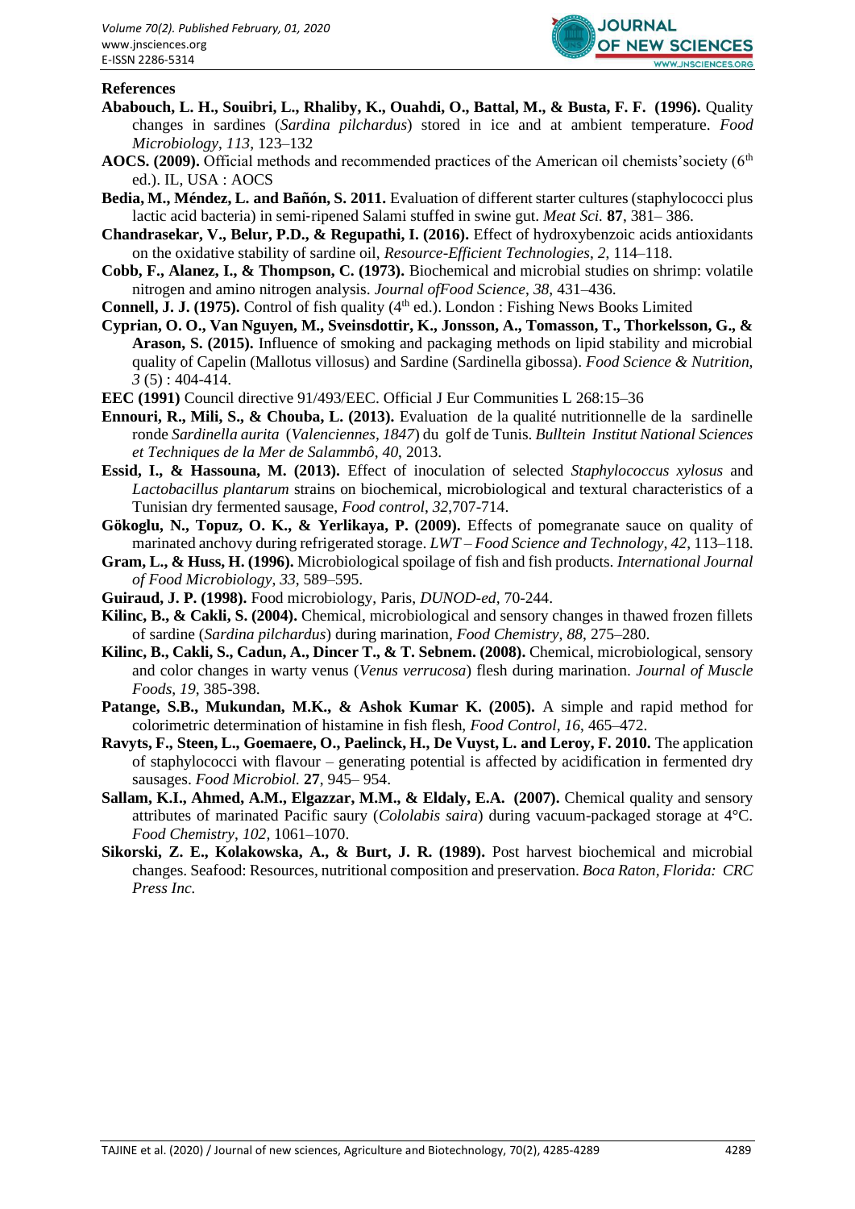### References

**Ababouch, L. H., Souibri, L., Rhaliby, K., Ouahdi, O., Battal, M., & Busta, F. F. (1996).** Quality changes in sardines (*Sardina pilchardus*) stored in ice and at ambient temperature. *Food Microbiology*, *113*, 123–132

**AOCS. (2009).** Official methods and recommended practices of the American oil chemists'society (6th ed.). IL, USA : AOCS

**Bedia, M., Méndez, L. and Bañón, S. 2011.** Evaluation of different starter cultures (staphylococci plus lactic acid bacteria) in semi‑ripened Salami stuffed in swine gut. *Meat Sci.* **87**, 381– 386.

**Chandrasekar, V., Belur, P.D., & Regupathi, I. (2016).** Effect of hydroxybenzoic acids antioxidants on the oxidative stability of sardine oil, *Resource-Efficient Technologies*, *2*, 114–118.

**Cobb, F., Alanez, I., & Thompson, C. (1973).** Biochemical and microbial studies on shrimp: volatile nitrogen and amino nitrogen analysis. *Journal ofFood Science*, *38*, 431–436.

**Connell, J. J. (1975).** Control of fish quality (4th ed.). London : Fishing News Books Limited

**Cyprian, O. O., Van Nguyen, M., Sveinsdottir, K., Jonsson, A., Tomasson, T., Thorkelsson, G., & Arason, S. (2015).** Influence of smoking and packaging methods on lipid stability and microbial quality of Capelin (Mallotus villosus) and Sardine (Sardinella gibossa). *Food Science & Nutrition, 3* (5) : 404-414.

**EEC (1991)** Council directive 91/493/EEC. Official J Eur Communities L 268:15–36

**Ennouri, R., Mili, S., & Chouba, L. (2013).** Evaluation de la qualité nutritionnelle de la sardinelle ronde *Sardinella aurita* (*Valenciennes, 1847*) du golf de Tunis. *Bulltein Institut National Sciences et Techniques de la Mer de Salammbô*, *40*, 2013.

**Essid, I., & Hassouna, M. (2013).** Effect of inoculation of selected *Staphylococcus xylosus* and *Lactobacillus plantarum* strains on biochemical, microbiological and textural characteristics of a Tunisian dry fermented sausage, *Food control*, *32*,707-714.

**Gökoglu, N., Topuz, O. K., & Yerlikaya, P. (2009).** Effects of pomegranate sauce on quality of marinated anchovy during refrigerated storage. *LWT – Food Science and Technology*, *42*, 113–118.

**Gram, L., & Huss, H. (1996).** Microbiological spoilage of fish and fish products. *International Journal of Food Microbiology*, *33*, 589–595.

**Guiraud, J. P. (1998).** Food microbiology, Paris, *DUNOD-ed*, 70-244.

**Kilinc, B., & Cakli, S. (2004).** Chemical, microbiological and sensory changes in thawed frozen fillets of sardine (*Sardina pilchardus*) during marination, *Food Chemistry*, *88*, 275–280.

**Kilinc, B., Cakli, S., Cadun, A., Dincer T., & T. Sebnem. (2008).** Chemical, microbiological, sensory and color changes in warty venus (*Venus verrucosa*) flesh during marination. *Journal of Muscle Foods*, *19*, 385-398.

**Patange, S.B., Mukundan, M.K., & Ashok Kumar K. (2005).** A simple and rapid method for colorimetric determination of histamine in fish flesh, *Food Control*, *16*, 465–472.

**Ravyts, F., Steen, L., Goemaere, O., Paelinck, H., De Vuyst, L. and Leroy, F. 2010.** The application of staphylococci with flavour – generating potential is affected by acidification in fermented dry sausages. *Food Microbiol.* **27**, 945– 954.

**Sallam, K.I., Ahmed, A.M., Elgazzar, M.M., & Eldaly, E.A. (2007).** Chemical quality and sensory attributes of marinated Pacific saury (*Cololabis saira*) during vacuum-packaged storage at 4°C. *Food Chemistry*, *102*, 1061–1070.

**Sikorski, Z. E., Kolakowska, A., & Burt, J. R. (1989).** Post harvest biochemical and microbial changes. Seafood: Resources, nutritional composition and preservation. *Boca Raton, Florida: CRC Press Inc.*